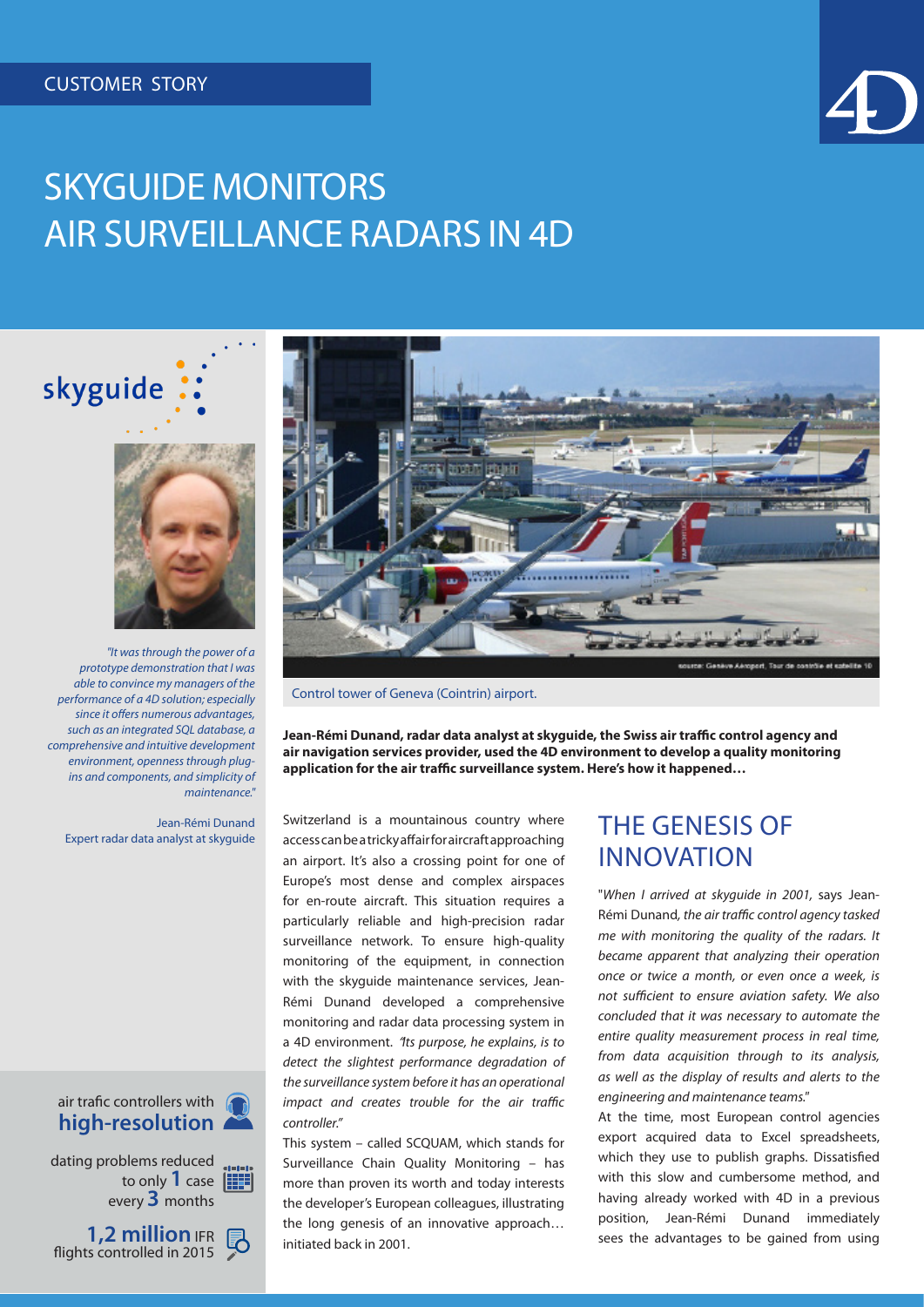CUSTOMER STORY

# SKYGUIDE MONITORS AIR SURVEILLANCE RADARS IN 4D

*"It was through the power of a prototype demonstration that I was able to convince my managers of the performance of a 4D solution; especially since it offers numerous advantages, such as an integrated SQL database, a comprehensive and intuitive development environment, openness through plug-ins and components, and simplicity of maintenance."*

Jean-Rémi Dunand
Expert radar data analyst at skyguide

air trafic controllers with **high-resolution**

dating problems reduced to only **1** case every **3** months

**1,2 million** IFR flights controlled in 2015

source: Genève Aéroport, Tour de contrôle et satellite 10

Control tower of Geneva (Cointrin) airport.

**Jean-Rémi Dunand, radar data analyst at skyguide, the Swiss air traffic control agency and air navigation services provider, used the 4D environment to develop a quality monitoring application for the air traffic surveillance system. Here's how it happened…**

Switzerland is a mountainous country where access can be a tricky affair for aircraft approaching an airport. It's also a crossing point for one of Europe's most dense and complex airspaces for en-route aircraft. This situation requires a particularly reliable and high-precision radar surveillance network. To ensure high-quality monitoring of the equipment, in connection with the skyguide maintenance services, Jean-Rémi Dunand developed a comprehensive monitoring and radar data processing system in a 4D environment. *"Its purpose, he explains, is to detect the slightest performance degradation of the surveillance system before it has an operational impact and creates trouble for the air traffic controller."*

This system – called SCQUAM, which stands for Surveillance Chain Quality Monitoring – has more than proven its worth and today interests the developer's European colleagues, illustrating the long genesis of an innovative approach… initiated back in 2001.

## THE GENESIS OF INNOVATION

"*When I arrived at skyguide in 2001,* says Jean-Rémi Dunand, *the air traffic control agency tasked me with monitoring the quality of the radars. It became apparent that analyzing their operation once or twice a month, or even once a week, is not sufficient to ensure aviation safety. We also concluded that it was necessary to automate the entire quality measurement process in real time, from data acquisition through to its analysis, as well as the display of results and alerts to the engineering and maintenance teams.*"

At the time, most European control agencies export acquired data to Excel spreadsheets, which they use to publish graphs. Dissatisfied with this slow and cumbersome method, and having already worked with 4D in a previous position, Jean-Rémi Dunand immediately sees the advantages to be gained from using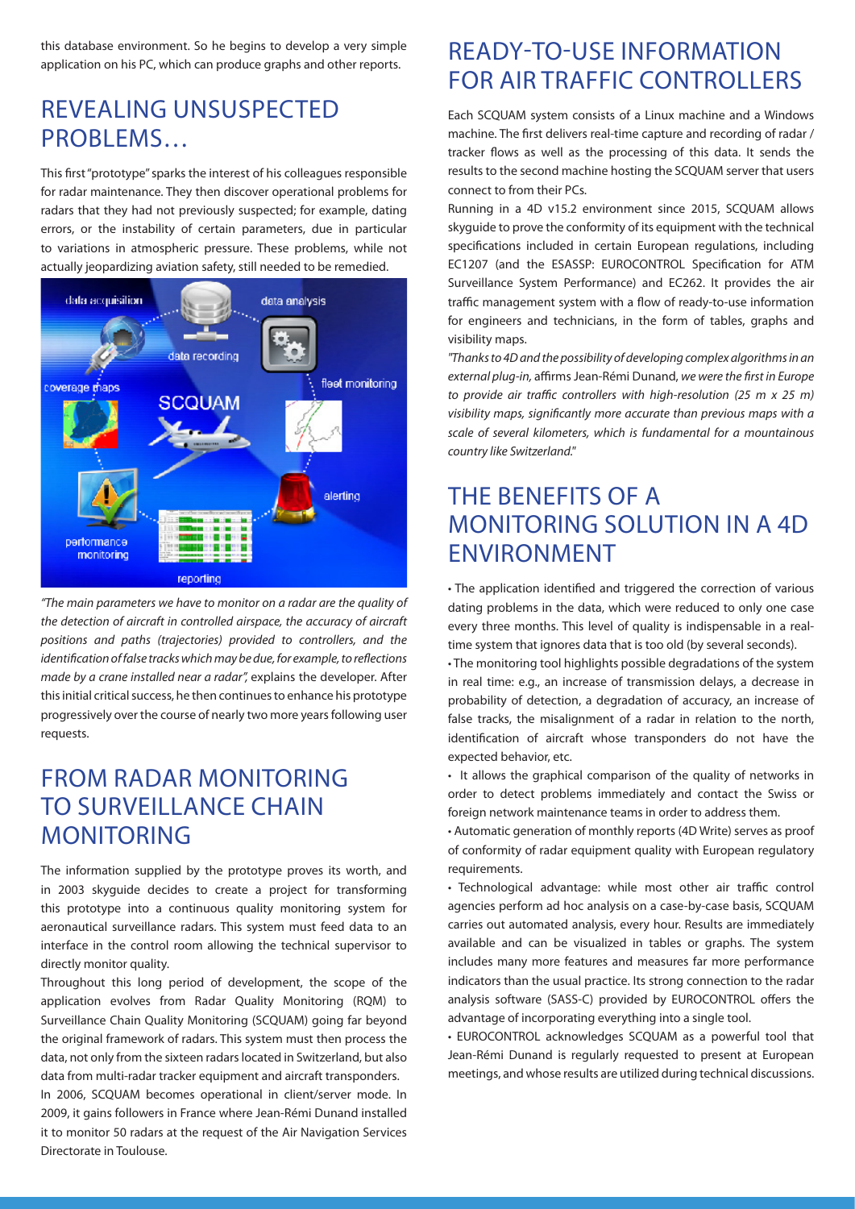this database environment. So he begins to develop a very simple application on his PC, which can produce graphs and other reports.

## REVEALING UNSUSPECTED PROBLEMS…

This first "prototype" sparks the interest of his colleagues responsible for radar maintenance. They then discover operational problems for radars that they had not previously suspected; for example, dating errors, or the instability of certain parameters, due in particular to variations in atmospheric pressure. These problems, while not actually jeopardizing aviation safety, still needed to be remedied.

*"The main parameters we have to monitor on a radar are the quality of the detection of aircraft in controlled airspace, the accuracy of aircraft positions and paths (trajectories) provided to controllers, and the identification of false tracks which may be due, for example, to reflections made by a crane installed near a radar"*, explains the developer. After this initial critical success, he then continues to enhance his prototype progressively over the course of nearly two more years following user requests.

## FROM RADAR MONITORING TO SURVEILLANCE CHAIN MONITORING

The information supplied by the prototype proves its worth, and in 2003 skyguide decides to create a project for transforming this prototype into a continuous quality monitoring system for aeronautical surveillance radars. This system must feed data to an interface in the control room allowing the technical supervisor to directly monitor quality.

Throughout this long period of development, the scope of the application evolves from Radar Quality Monitoring (RQM) to Surveillance Chain Quality Monitoring (SCQUAM) going far beyond the original framework of radars. This system must then process the data, not only from the sixteen radars located in Switzerland, but also data from multi-radar tracker equipment and aircraft transponders.

In 2006, SCQUAM becomes operational in client/server mode. In 2009, it gains followers in France where Jean-Rémi Dunand installed it to monitor 50 radars at the request of the Air Navigation Services Directorate in Toulouse.

## READY-TO-USE INFORMATION FOR AIR TRAFFIC CONTROLLERS

Each SCQUAM system consists of a Linux machine and a Windows machine. The first delivers real-time capture and recording of radar / tracker flows as well as the processing of this data. It sends the results to the second machine hosting the SCQUAM server that users connect to from their PCs.

Running in a 4D v15.2 environment since 2015, SCQUAM allows skyguide to prove the conformity of its equipment with the technical specifications included in certain European regulations, including EC1207 (and the ESASSP: EUROCONTROL Specification for ATM Surveillance System Performance) and EC262. It provides the air traffic management system with a flow of ready-to-use information for engineers and technicians, in the form of tables, graphs and visibility maps.

*"Thanks to 4D and the possibility of developing complex algorithms in an external plug-in,* affirms Jean-Rémi Dunand, *we were the first in Europe to provide air traffic controllers with high-resolution (25 m x 25 m) visibility maps, significantly more accurate than previous maps with a scale of several kilometers, which is fundamental for a mountainous country like Switzerland."*

## THE BENEFITS OF A MONITORING SOLUTION IN A 4D ENVIRONMENT

- The application identified and triggered the correction of various dating problems in the data, which were reduced to only one case every three months. This level of quality is indispensable in a real-time system that ignores data that is too old (by several seconds).
- The monitoring tool highlights possible degradations of the system in real time: e.g., an increase of transmission delays, a decrease in probability of detection, a degradation of accuracy, an increase of false tracks, the misalignment of a radar in relation to the north, identification of aircraft whose transponders do not have the expected behavior, etc.
- It allows the graphical comparison of the quality of networks in order to detect problems immediately and contact the Swiss or foreign network maintenance teams in order to address them.
- Automatic generation of monthly reports (4D Write) serves as proof of conformity of radar equipment quality with European regulatory requirements.
- Technological advantage: while most other air traffic control agencies perform ad hoc analysis on a case-by-case basis, SCQUAM carries out automated analysis, every hour. Results are immediately available and can be visualized in tables or graphs. The system includes many more features and measures far more performance indicators than the usual practice. Its strong connection to the radar analysis software (SASS-C) provided by EUROCONTROL offers the advantage of incorporating everything into a single tool.
- EUROCONTROL acknowledges SCQUAM as a powerful tool that Jean-Rémi Dunand is regularly requested to present at European meetings, and whose results are utilized during technical discussions.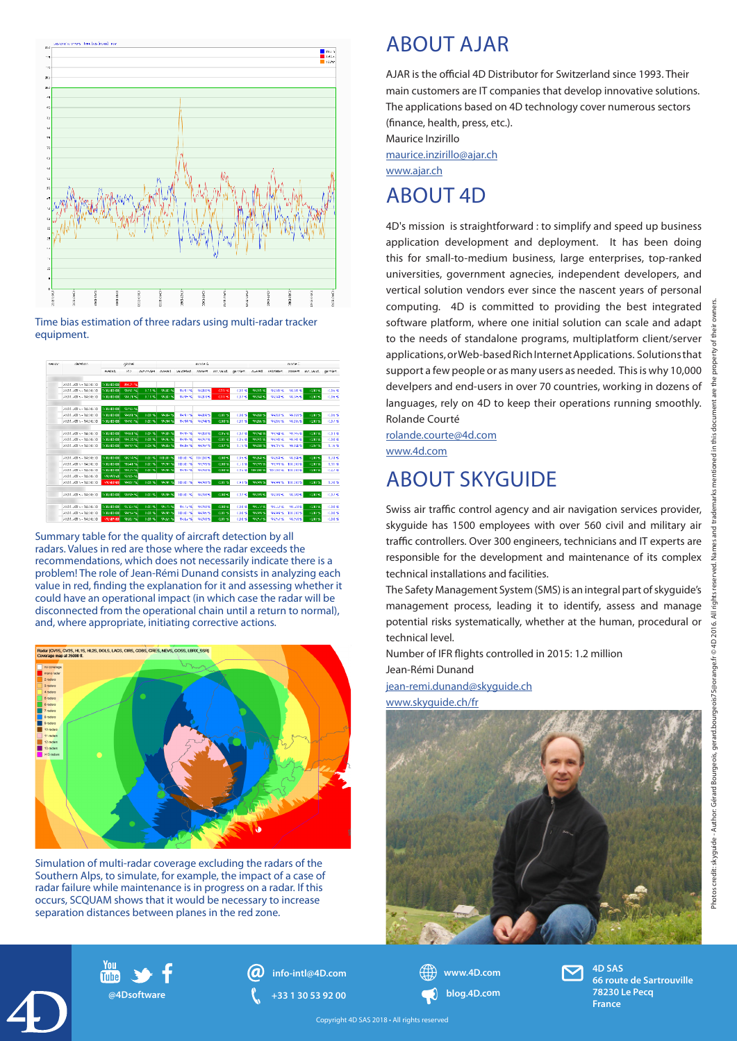Time bias estimation of three radars using multi-radar tracker equipment.

Summary table for the quality of aircraft detection by all radars. Values in red are those where the radar exceeds the recommendations, which does not necessarily indicate there is a problem! The role of Jean-Rémi Dunand consists in analyzing each value in red, finding the explanation for it and assessing whether it could have an operational impact (in which case the radar will be disconnected from the operational chain until a return to normal), and, where appropriate, initiating corrective actions.

Simulation of multi-radar coverage excluding the radars of the Southern Alps, to simulate, for example, the impact of a case of radar failure while maintenance is in progress on a radar. If this occurs, SCQUAM shows that it would be necessary to increase separation distances between planes in the red zone.

# ABOUT AJAR

AJAR is the official 4D Distributor for Switzerland since 1993. Their main customers are IT companies that develop innovative solutions. The applications based on 4D technology cover numerous sectors (finance, health, press, etc.).
Maurice Inzirillo
maurice.inzirillo@ajar.ch
www.ajar.ch

# ABOUT 4D

4D's mission is straightforward : to simplify and speed up business application development and deployment. It has been doing this for small-to-medium business, large enterprises, top-ranked universities, government agnecies, independent developers, and vertical solution vendors ever since the nascent years of personal computing. 4D is committed to providing the best integrated software platform, where one initial solution can scale and adapt to the needs of standalone programs, multiplatform client/server applications, or Web-based Rich Internet Applications. Solutions that support a few people or as many users as needed. This is why 10,000 develpers and end-users in over 70 countries, working in dozens of languages, rely on 4D to keep their operations running smoothly.
Rolande Courté
rolande.courte@4d.com
www.4d.com

# ABOUT SKYGUIDE

Swiss air traffic control agency and air navigation services provider, skyguide has 1500 employees with over 560 civil and military air traffic controllers. Over 300 engineers, technicians and IT experts are responsible for the development and maintenance of its complex technical installations and facilities.
The Safety Management System (SMS) is an integral part of skyguide's management process, leading it to identify, assess and manage potential risks systematically, whether at the human, procedural or technical level.
Number of IFR flights controlled in 2015: 1.2 million
Jean-Rémi Dunand
jean-remi.dunand@skyguide.ch
www.skyguide.ch/fr

Photos credit: skyguide - Author: Gérard Bourgeois, gerard.bourgeois75@orange.fr © 4D 2016. All rights reserved. Names and trademarks mentioned in this document are the property of their owners.

@4Dsoftware
info-intl@4D.com
+33 1 30 53 92 00
www.4D.com
blog.4D.com
4D SAS
66 route de Sartrouville
78230 Le Pecq
France

Copyright 4D SAS 2018 • All rights reserved